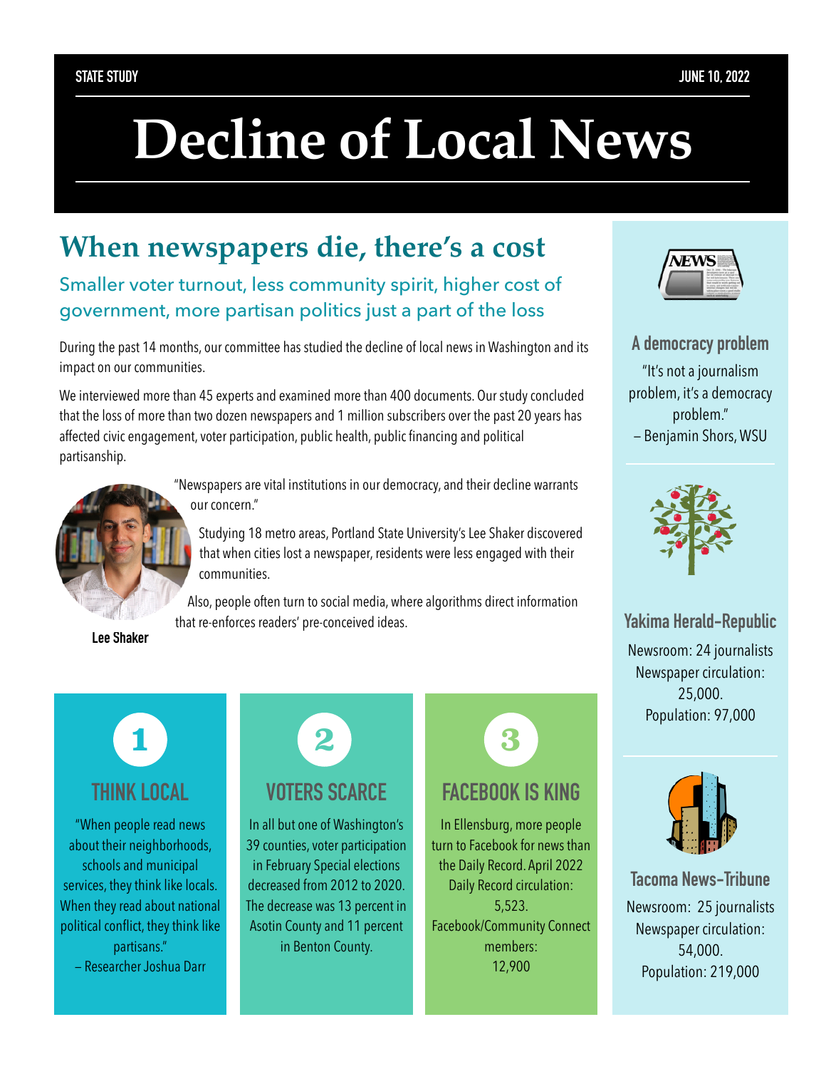STATE STUDY JUNE 10, 2022

# Decline of Local News

## When newspapers die, there's a cost

### Smaller voter turnout, less community spirit, higher cost of government, more partisan politics just a part of the loss

During the past 14 months, our committee has studied the decline of local news in Washington and its impact on our communities.

We interviewed more than 45 experts and examined more than 400 documents. Our study concluded that the loss of more than two dozen newspapers and 1 million subscribers over the past 20 years has affected civic engagement, voter participation, public health, public financing and political partisanship.

"Newspapers are vital institutions in our democracy, and their decline warrants our concern."

Studying 18 metro areas, Portland State University's Lee Shaker discovered that when cities lost a newspaper, residents were less engaged with their communities.

Also, people often turn to social media, where algorithms direct information that re-enforces readers' pre-conceived ideas.

**Lee Shaker**

### 1 THINK LOCAL

"When people read news about their neighborhoods, schools and municipal services, they think like locals. When they read about national political conflict, they think like partisans."
– Researcher Joshua Darr

### 2 VOTERS SCARCE

In all but one of Washington's 39 counties, voter participation in February Special elections decreased from 2012 to 2020. The decrease was 13 percent in Asotin County and 11 percent in Benton County.

### 3 FACEBOOK IS KING

In Ellensburg, more people turn to Facebook for news than the Daily Record. April 2022 Daily Record circulation: 5,523. Facebook/Community Connect members: 12,900

### A democracy problem

"It's not a journalism problem, it's a democracy problem."
– Benjamin Shors, WSU

### Yakima Herald-Republic

Newsroom: 24 journalists
Newspaper circulation: 25,000.
Population: 97,000

### Tacoma News-Tribune

Newsroom: 25 journalists
Newspaper circulation: 54,000.
Population: 219,000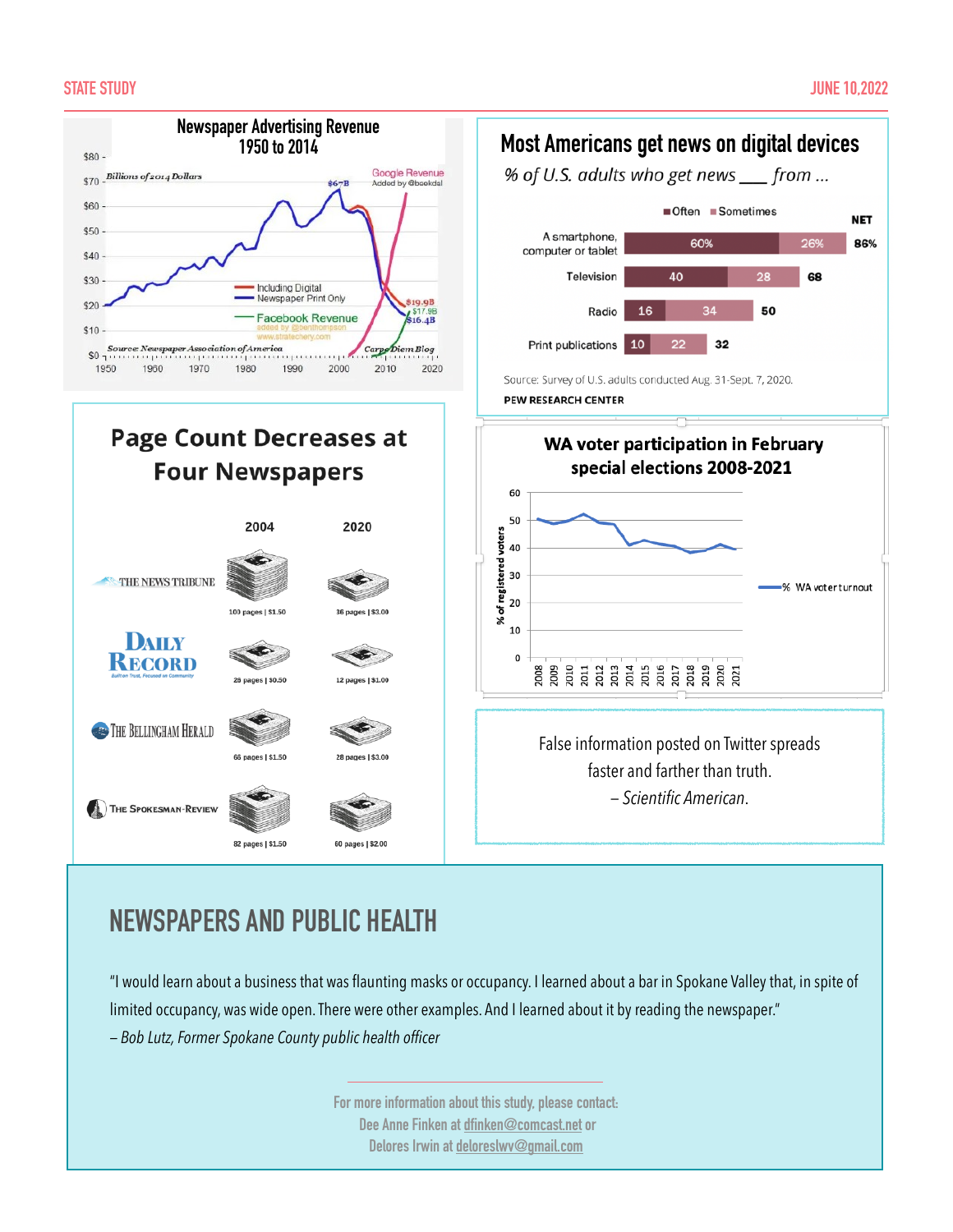## Newspaper Advertising Revenue 1950 to 2014

Billions of 2014 Dollars

$80
$70
$60
$50
$40
$30
$20
$10
$0

1950 1960 1970 1980 1990 2000 2010 2020

$67B

Google Revenue
Added by @beekdal

Including Digital
Newspaper Print Only

Facebook Revenue
added by @benthompson
www.stratechery.com

$19.9B
$17.9B
$16.4B

Source: Newspaper Association of America
Carpe Diem Blog

## Most Americans get news on digital devices

*% of U.S. adults who get news ___ from ...*

Often Sometimes NET

A smartphone, computer or tablet 60% 26% 86%

Television 40 28 68

Radio 16 34 50

Print publications 10 22 32

Source: Survey of U.S. adults conducted Aug. 31-Sept. 7, 2020.

PEW RESEARCH CENTER

## Page Count Decreases at Four Newspapers

2004 2020

THE NEWS TRIBUNE
100 pages | $1.50
36 pages | $3.00

DAILY RECORD
Built on Trust, Focused on Community
28 pages | $0.50
12 pages | $1.00

THE BELLINGHAM HERALD
66 pages | $1.50
28 pages | $3.00

THE SPOKESMAN-REVIEW
82 pages | $1.50
60 pages | $2.00

## WA voter participation in February special elections 2008-2021

% of registered voters

60
50
40
30
20
10
0

2008 2009 2010 2011 2012 2013 2014 2015 2016 2017 2018 2019 2020 2021

% WA voter turnout

False information posted on Twitter spreads faster and farther than truth.
– *Scientific American*.

## NEWSPAPERS AND PUBLIC HEALTH

"I would learn about a business that was flaunting masks or occupancy. I learned about a bar in Spokane Valley that, in spite of limited occupancy, was wide open. There were other examples. And I learned about it by reading the newspaper."
*– Bob Lutz, Former Spokane County public health officer*

For more information about this study, please contact:
Dee Anne Finken at dfinken@comcast.net or
Delores Irwin at deloreslwv@gmail.com